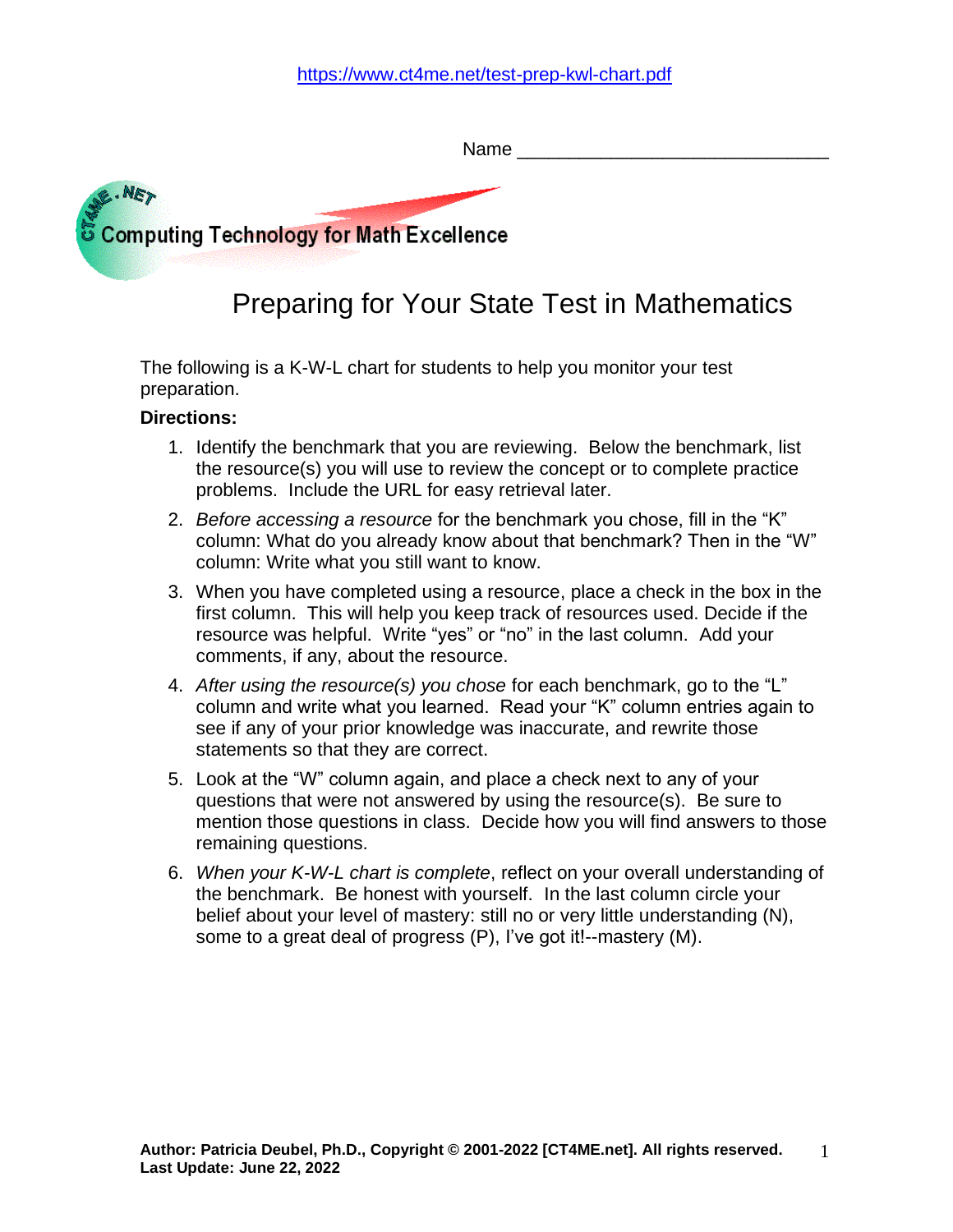https://www.ct4me.net/test-prep-kwl-chart.pdf

Name ______________________________

Computing Technology for Math Excellence

# Preparing for Your State Test in Mathematics

The following is a K-W-L chart for students to help you monitor your test preparation.

**Directions:**

1. Identify the benchmark that you are reviewing. Below the benchmark, list the resource(s) you will use to review the concept or to complete practice problems. Include the URL for easy retrieval later.
2. *Before accessing a resource* for the benchmark you chose, fill in the "K" column: What do you already know about that benchmark? Then in the "W" column: Write what you still want to know.
3. When you have completed using a resource, place a check in the box in the first column. This will help you keep track of resources used. Decide if the resource was helpful. Write "yes" or "no" in the last column. Add your comments, if any, about the resource.
4. *After using the resource(s) you chose* for each benchmark, go to the "L" column and write what you learned. Read your "K" column entries again to see if any of your prior knowledge was inaccurate, and rewrite those statements so that they are correct.
5. Look at the "W" column again, and place a check next to any of your questions that were not answered by using the resource(s). Be sure to mention those questions in class. Decide how you will find answers to those remaining questions.
6. *When your K-W-L chart is complete*, reflect on your overall understanding of the benchmark. Be honest with yourself. In the last column circle your belief about your level of mastery: still no or very little understanding (N), some to a great deal of progress (P), I've got it!--mastery (M).

**Author: Patricia Deubel, Ph.D., Copyright © 2001-2022 [CT4ME.net]. All rights reserved.**
**Last Update: June 22, 2022**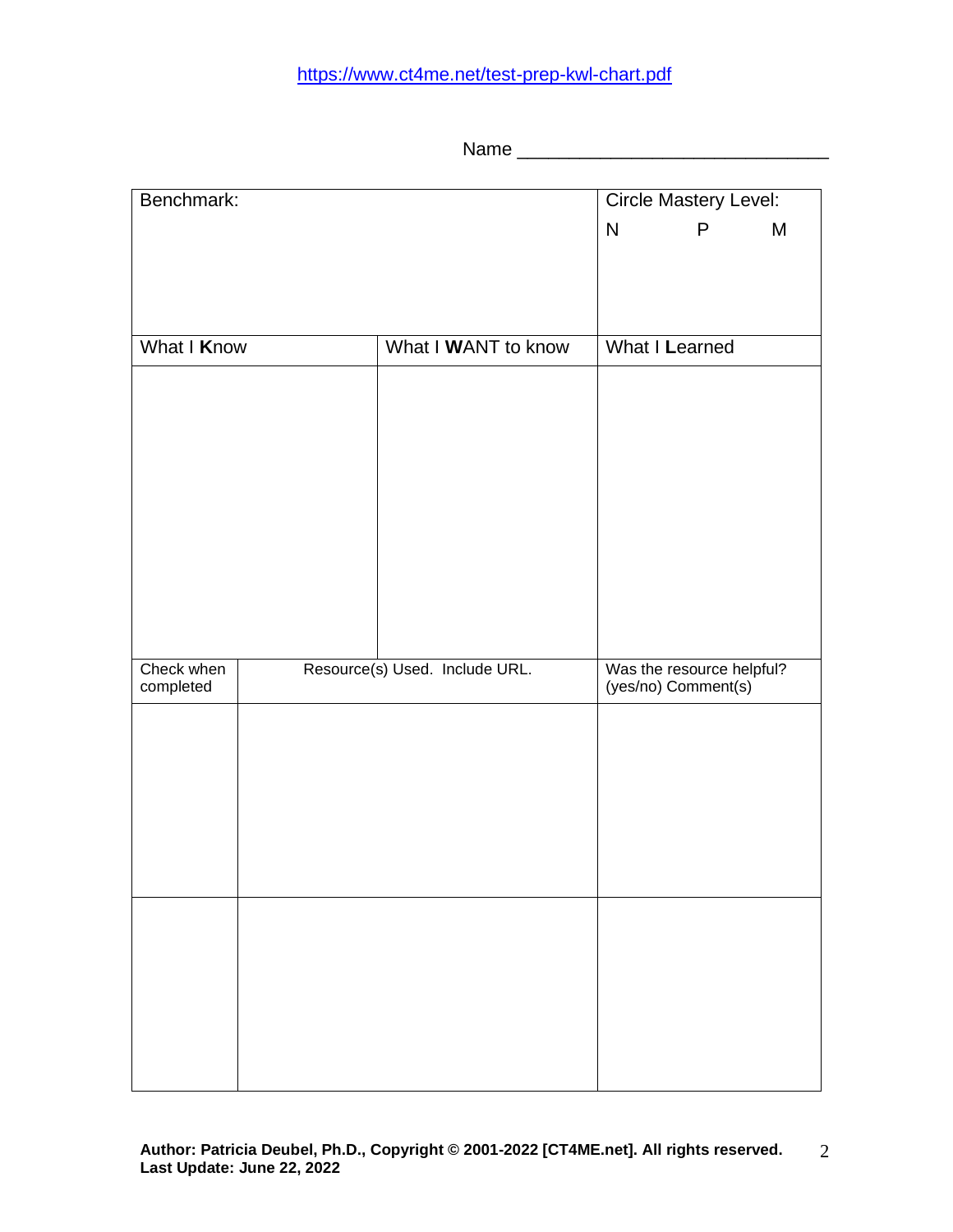https://www.ct4me.net/test-prep-kwl-chart.pdf

Name ______________________________

| Benchmark: | | Circle Mastery Level:<br>N P M |
|---|---|---|
| What I **K**now | What I **WANT** to know | What I **L**earned |
| | | |

| Check when completed | Resource(s) Used. Include URL. | Was the resource helpful? (yes/no) Comment(s) |
|---|---|---|
| | | |
| | | |

**Author: Patricia Deubel, Ph.D., Copyright © 2001-2022 [CT4ME.net]. All rights reserved.**
**Last Update: June 22, 2022**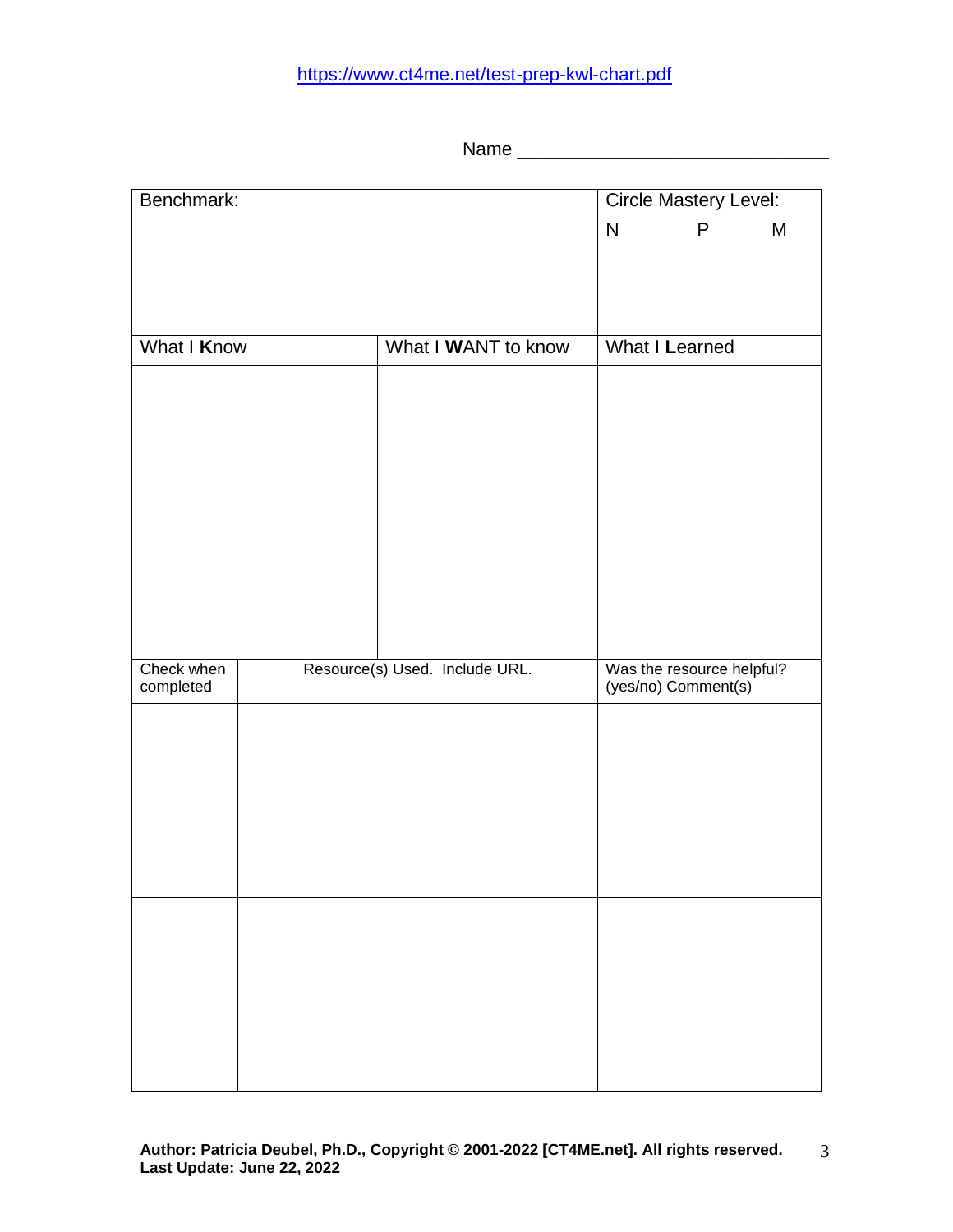https://www.ct4me.net/test-prep-kwl-chart.pdf

Name ______________________________

| Benchmark: | | Circle Mastery Level: N P M |
|---|---|---|
| What I **K**now | What I **WANT** to know | What I **L**earned |
| | | |

| Check when completed | Resource(s) Used. Include URL. | Was the resource helpful? (yes/no) Comment(s) |
|---|---|---|
| | | |
| | | |

**Author: Patricia Deubel, Ph.D., Copyright © 2001-2022 [CT4ME.net]. All rights reserved.**
**Last Update: June 22, 2022**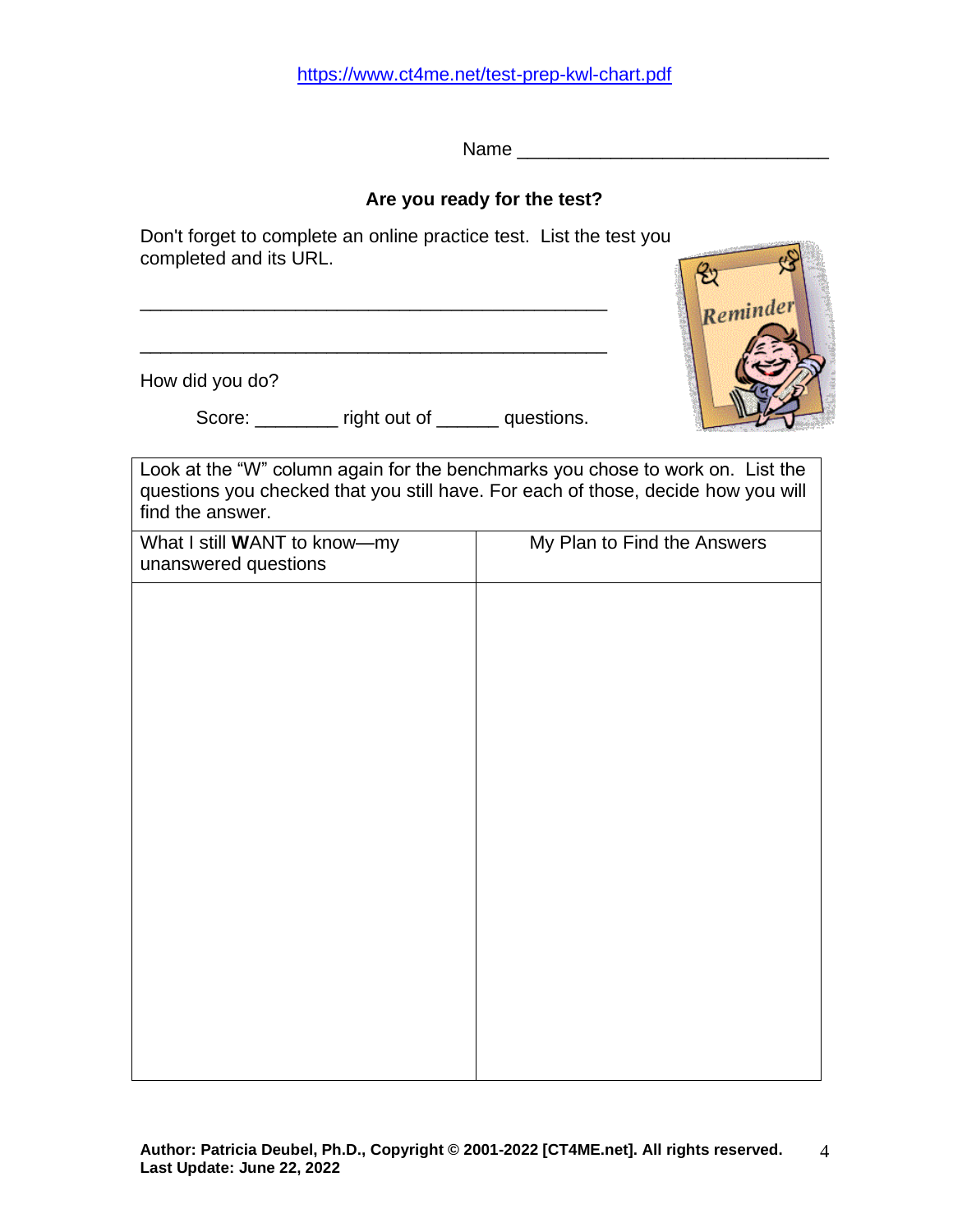https://www.ct4me.net/test-prep-kwl-chart.pdf

Name ______________________________

## Are you ready for the test?

Don't forget to complete an online practice test. List the test you completed and its URL.

_______________________________________________

_______________________________________________

How did you do?

Score: ________ right out of ______ questions.

| Look at the "W" column again for the benchmarks you chose to work on. List the questions you checked that you still have. For each of those, decide how you will find the answer. | |
|---|---|
| What I still **W**ANT to know—my unanswered questions | My Plan to Find the Answers |
| | |

**Author: Patricia Deubel, Ph.D., Copyright © 2001-2022 [CT4ME.net]. All rights reserved.**
**Last Update: June 22, 2022**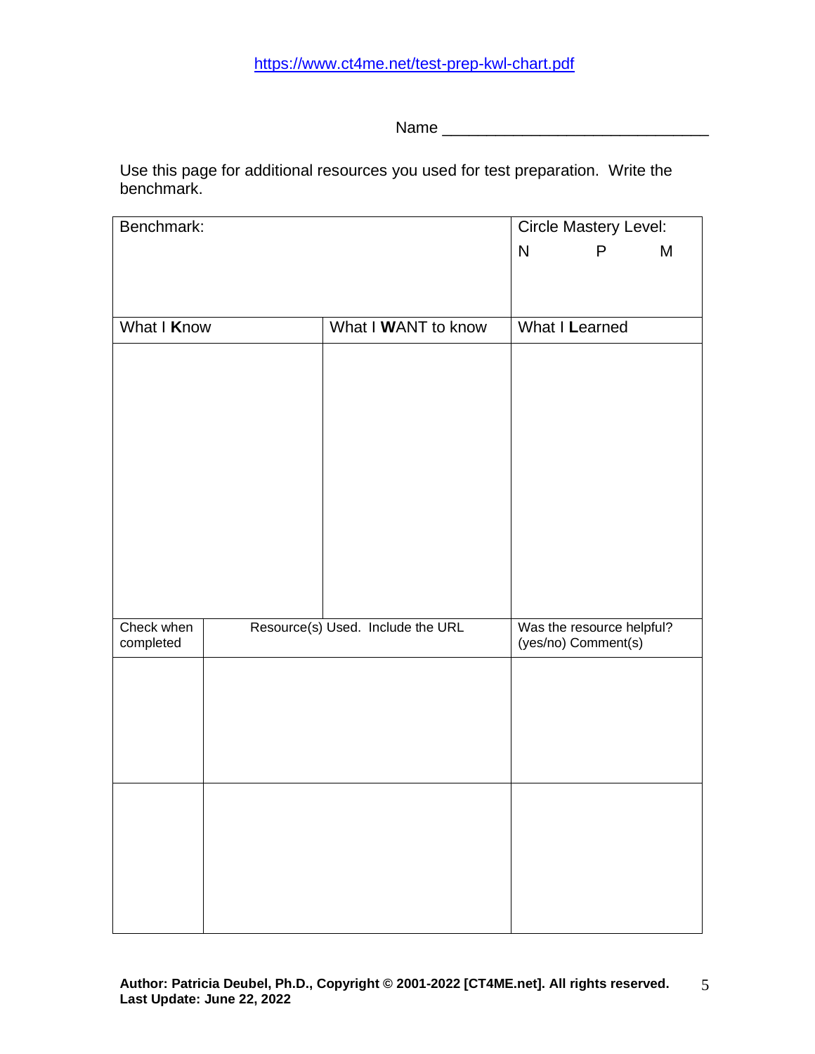https://www.ct4me.net/test-prep-kwl-chart.pdf

Name ______________________________

Use this page for additional resources you used for test preparation. Write the benchmark.

| Benchmark: | | | Circle Mastery Level: N P M |
|---|---|---|---|
| What I **K**now | | What I **W**ANT to know | What I **L**earned |
| | | | |
| Check when completed | Resource(s) Used. Include the URL | | Was the resource helpful? (yes/no) Comment(s) |
| | | | |
| | | | |

**Author: Patricia Deubel, Ph.D., Copyright © 2001-2022 [CT4ME.net]. All rights reserved.**
**Last Update: June 22, 2022**